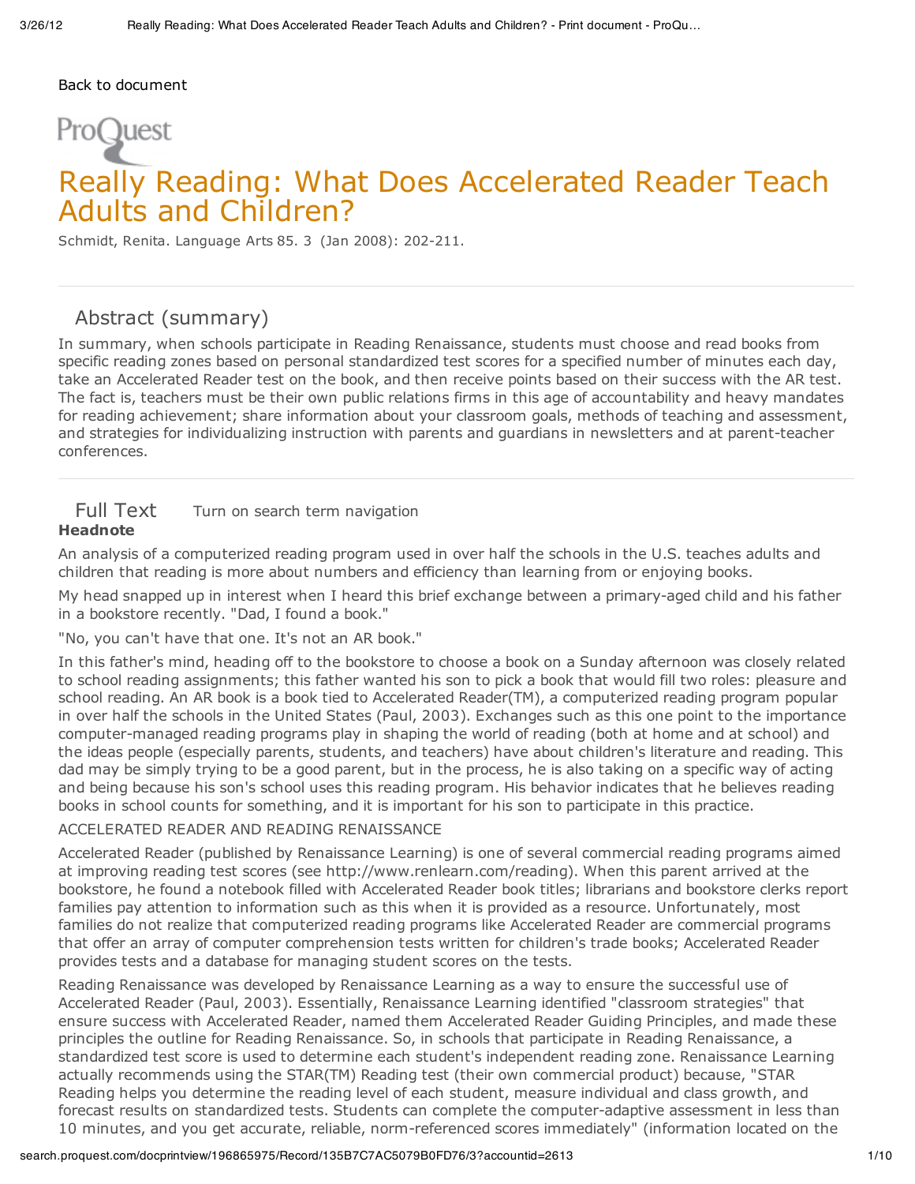Back to document

ProQuest

# Really Reading: What Does Accelerated Reader Teach Adults and Children?

Schmidt, Renita. Language Arts 85. 3 (Jan 2008): 202-211.

## Abstract (summary)

In summary, when schools participate in Reading Renaissance, students must choose and read books from specific reading zones based on personal standardized test scores for a specified number of minutes each day, take an Accelerated Reader test on the book, and then receive points based on their success with the AR test. The fact is, teachers must be their own public relations firms in this age of accountability and heavy mandates for reading achievement; share information about your classroom goals, methods of teaching and assessment, and strategies for individualizing instruction with parents and guardians in newsletters and at parent-teacher conferences.

## Full Text

Turn on search term navigation

**Headnote**

An analysis of a computerized reading program used in over half the schools in the U.S. teaches adults and children that reading is more about numbers and efficiency than learning from or enjoying books.

My head snapped up in interest when I heard this brief exchange between a primary-aged child and his father in a bookstore recently. "Dad, I found a book."

"No, you can't have that one. It's not an AR book."

In this father's mind, heading off to the bookstore to choose a book on a Sunday afternoon was closely related to school reading assignments; this father wanted his son to pick a book that would fill two roles: pleasure and school reading. An AR book is a book tied to Accelerated Reader(TM), a computerized reading program popular in over half the schools in the United States (Paul, 2003). Exchanges such as this one point to the importance computer-managed reading programs play in shaping the world of reading (both at home and at school) and the ideas people (especially parents, students, and teachers) have about children's literature and reading. This dad may be simply trying to be a good parent, but in the process, he is also taking on a specific way of acting and being because his son's school uses this reading program. His behavior indicates that he believes reading books in school counts for something, and it is important for his son to participate in this practice.

ACCELERATED READER AND READING RENAISSANCE

Accelerated Reader (published by Renaissance Learning) is one of several commercial reading programs aimed at improving reading test scores (see http://www.renlearn.com/reading). When this parent arrived at the bookstore, he found a notebook filled with Accelerated Reader book titles; librarians and bookstore clerks report families pay attention to information such as this when it is provided as a resource. Unfortunately, most families do not realize that computerized reading programs like Accelerated Reader are commercial programs that offer an array of computer comprehension tests written for children's trade books; Accelerated Reader provides tests and a database for managing student scores on the tests.

Reading Renaissance was developed by Renaissance Learning as a way to ensure the successful use of Accelerated Reader (Paul, 2003). Essentially, Renaissance Learning identified "classroom strategies" that ensure success with Accelerated Reader, named them Accelerated Reader Guiding Principles, and made these principles the outline for Reading Renaissance. So, in schools that participate in Reading Renaissance, a standardized test score is used to determine each student's independent reading zone. Renaissance Learning actually recommends using the STAR(TM) Reading test (their own commercial product) because, "STAR Reading helps you determine the reading level of each student, measure individual and class growth, and forecast results on standardized tests. Students can complete the computer-adaptive assessment in less than 10 minutes, and you get accurate, reliable, norm-referenced scores immediately" (information located on the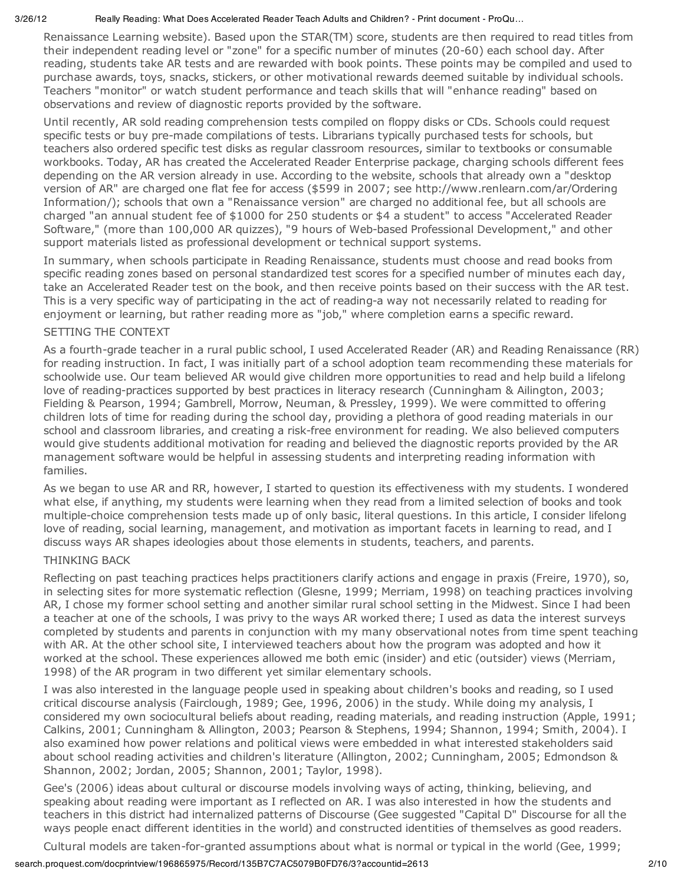Renaissance Learning website). Based upon the STAR(TM) score, students are then required to read titles from their independent reading level or "zone" for a specific number of minutes (20-60) each school day. After reading, students take AR tests and are rewarded with book points. These points may be compiled and used to purchase awards, toys, snacks, stickers, or other motivational rewards deemed suitable by individual schools. Teachers "monitor" or watch student performance and teach skills that will "enhance reading" based on observations and review of diagnostic reports provided by the software.

Until recently, AR sold reading comprehension tests compiled on floppy disks or CDs. Schools could request specific tests or buy pre-made compilations of tests. Librarians typically purchased tests for schools, but teachers also ordered specific test disks as regular classroom resources, similar to textbooks or consumable workbooks. Today, AR has created the Accelerated Reader Enterprise package, charging schools different fees depending on the AR version already in use. According to the website, schools that already own a "desktop version of AR" are charged one flat fee for access ($599 in 2007; see http://www.renlearn.com/ar/Ordering Information/); schools that own a "Renaissance version" are charged no additional fee, but all schools are charged "an annual student fee of $1000 for 250 students or $4 a student" to access "Accelerated Reader Software," (more than 100,000 AR quizzes), "9 hours of Web-based Professional Development," and other support materials listed as professional development or technical support systems.

In summary, when schools participate in Reading Renaissance, students must choose and read books from specific reading zones based on personal standardized test scores for a specified number of minutes each day, take an Accelerated Reader test on the book, and then receive points based on their success with the AR test. This is a very specific way of participating in the act of reading-a way not necessarily related to reading for enjoyment or learning, but rather reading more as "job," where completion earns a specific reward.

## SETTING THE CONTEXT

As a fourth-grade teacher in a rural public school, I used Accelerated Reader (AR) and Reading Renaissance (RR) for reading instruction. In fact, I was initially part of a school adoption team recommending these materials for schoolwide use. Our team believed AR would give children more opportunities to read and help build a lifelong love of reading-practices supported by best practices in literacy research (Cunningham & Ailington, 2003; Fielding & Pearson, 1994; Gambrell, Morrow, Neuman, & Pressley, 1999). We were committed to offering children lots of time for reading during the school day, providing a plethora of good reading materials in our school and classroom libraries, and creating a risk-free environment for reading. We also believed computers would give students additional motivation for reading and believed the diagnostic reports provided by the AR management software would be helpful in assessing students and interpreting reading information with families.

As we began to use AR and RR, however, I started to question its effectiveness with my students. I wondered what else, if anything, my students were learning when they read from a limited selection of books and took multiple-choice comprehension tests made up of only basic, literal questions. In this article, I consider lifelong love of reading, social learning, management, and motivation as important facets in learning to read, and I discuss ways AR shapes ideologies about those elements in students, teachers, and parents.

## THINKING BACK

Reflecting on past teaching practices helps practitioners clarify actions and engage in praxis (Freire, 1970), so, in selecting sites for more systematic reflection (Glesne, 1999; Merriam, 1998) on teaching practices involving AR, I chose my former school setting and another similar rural school setting in the Midwest. Since I had been a teacher at one of the schools, I was privy to the ways AR worked there; I used as data the interest surveys completed by students and parents in conjunction with my many observational notes from time spent teaching with AR. At the other school site, I interviewed teachers about how the program was adopted and how it worked at the school. These experiences allowed me both emic (insider) and etic (outsider) views (Merriam, 1998) of the AR program in two different yet similar elementary schools.

I was also interested in the language people used in speaking about children's books and reading, so I used critical discourse analysis (Fairclough, 1989; Gee, 1996, 2006) in the study. While doing my analysis, I considered my own sociocultural beliefs about reading, reading materials, and reading instruction (Apple, 1991; Calkins, 2001; Cunningham & Allington, 2003; Pearson & Stephens, 1994; Shannon, 1994; Smith, 2004). I also examined how power relations and political views were embedded in what interested stakeholders said about school reading activities and children's literature (Allington, 2002; Cunningham, 2005; Edmondson & Shannon, 2002; Jordan, 2005; Shannon, 2001; Taylor, 1998).

Gee's (2006) ideas about cultural or discourse models involving ways of acting, thinking, believing, and speaking about reading were important as I reflected on AR. I was also interested in how the students and teachers in this district had internalized patterns of Discourse (Gee suggested "Capital D" Discourse for all the ways people enact different identities in the world) and constructed identities of themselves as good readers.

Cultural models are taken-for-granted assumptions about what is normal or typical in the world (Gee, 1999;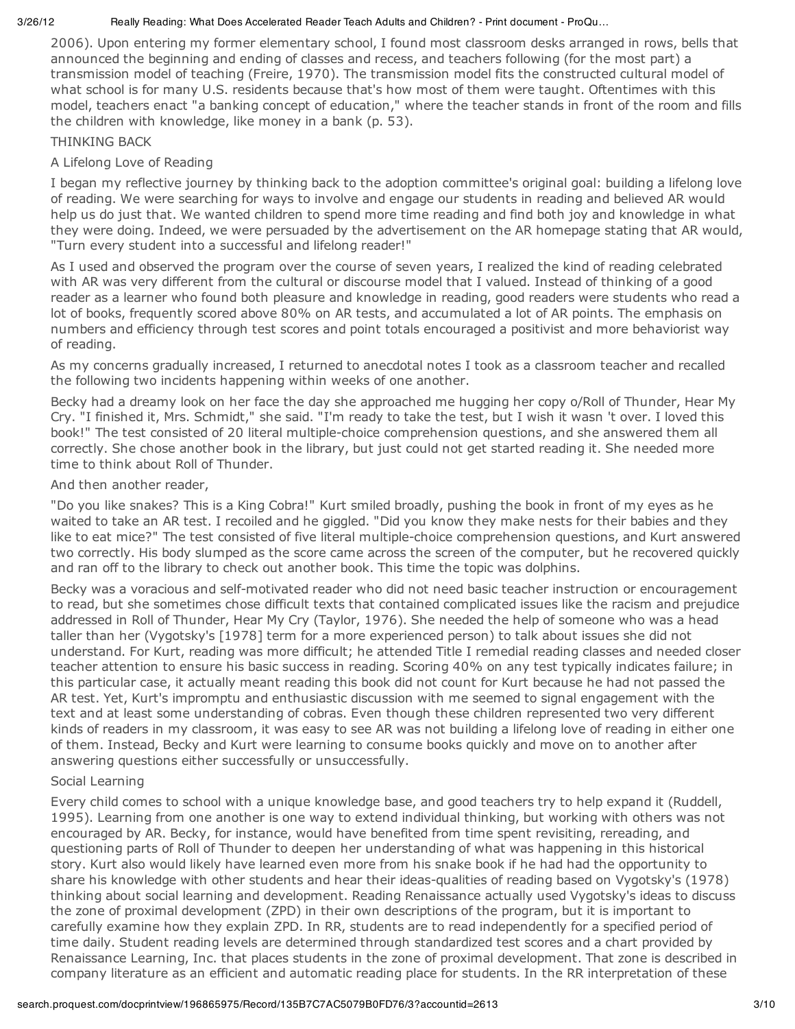2006). Upon entering my former elementary school, I found most classroom desks arranged in rows, bells that announced the beginning and ending of classes and recess, and teachers following (for the most part) a transmission model of teaching (Freire, 1970). The transmission model fits the constructed cultural model of what school is for many U.S. residents because that's how most of them were taught. Oftentimes with this model, teachers enact "a banking concept of education," where the teacher stands in front of the room and fills the children with knowledge, like money in a bank (p. 53).

## THINKING BACK

### A Lifelong Love of Reading

I began my reflective journey by thinking back to the adoption committee's original goal: building a lifelong love of reading. We were searching for ways to involve and engage our students in reading and believed AR would help us do just that. We wanted children to spend more time reading and find both joy and knowledge in what they were doing. Indeed, we were persuaded by the advertisement on the AR homepage stating that AR would, "Turn every student into a successful and lifelong reader!"

As I used and observed the program over the course of seven years, I realized the kind of reading celebrated with AR was very different from the cultural or discourse model that I valued. Instead of thinking of a good reader as a learner who found both pleasure and knowledge in reading, good readers were students who read a lot of books, frequently scored above 80% on AR tests, and accumulated a lot of AR points. The emphasis on numbers and efficiency through test scores and point totals encouraged a positivist and more behaviorist way of reading.

As my concerns gradually increased, I returned to anecdotal notes I took as a classroom teacher and recalled the following two incidents happening within weeks of one another.

Becky had a dreamy look on her face the day she approached me hugging her copy o/Roll of Thunder, Hear My Cry. "I finished it, Mrs. Schmidt," she said. "I'm ready to take the test, but I wish it wasn 't over. I loved this book!" The test consisted of 20 literal multiple-choice comprehension questions, and she answered them all correctly. She chose another book in the library, but just could not get started reading it. She needed more time to think about Roll of Thunder.

And then another reader,

"Do you like snakes? This is a King Cobra!" Kurt smiled broadly, pushing the book in front of my eyes as he waited to take an AR test. I recoiled and he giggled. "Did you know they make nests for their babies and they like to eat mice?" The test consisted of five literal multiple-choice comprehension questions, and Kurt answered two correctly. His body slumped as the score came across the screen of the computer, but he recovered quickly and ran off to the library to check out another book. This time the topic was dolphins.

Becky was a voracious and self-motivated reader who did not need basic teacher instruction or encouragement to read, but she sometimes chose difficult texts that contained complicated issues like the racism and prejudice addressed in Roll of Thunder, Hear My Cry (Taylor, 1976). She needed the help of someone who was a head taller than her (Vygotsky's [1978] term for a more experienced person) to talk about issues she did not understand. For Kurt, reading was more difficult; he attended Title I remedial reading classes and needed closer teacher attention to ensure his basic success in reading. Scoring 40% on any test typically indicates failure; in this particular case, it actually meant reading this book did not count for Kurt because he had not passed the AR test. Yet, Kurt's impromptu and enthusiastic discussion with me seemed to signal engagement with the text and at least some understanding of cobras. Even though these children represented two very different kinds of readers in my classroom, it was easy to see AR was not building a lifelong love of reading in either one of them. Instead, Becky and Kurt were learning to consume books quickly and move on to another after answering questions either successfully or unsuccessfully.

### Social Learning

Every child comes to school with a unique knowledge base, and good teachers try to help expand it (Ruddell, 1995). Learning from one another is one way to extend individual thinking, but working with others was not encouraged by AR. Becky, for instance, would have benefited from time spent revisiting, rereading, and questioning parts of Roll of Thunder to deepen her understanding of what was happening in this historical story. Kurt also would likely have learned even more from his snake book if he had had the opportunity to share his knowledge with other students and hear their ideas-qualities of reading based on Vygotsky's (1978) thinking about social learning and development. Reading Renaissance actually used Vygotsky's ideas to discuss the zone of proximal development (ZPD) in their own descriptions of the program, but it is important to carefully examine how they explain ZPD. In RR, students are to read independently for a specified period of time daily. Student reading levels are determined through standardized test scores and a chart provided by Renaissance Learning, Inc. that places students in the zone of proximal development. That zone is described in company literature as an efficient and automatic reading place for students. In the RR interpretation of these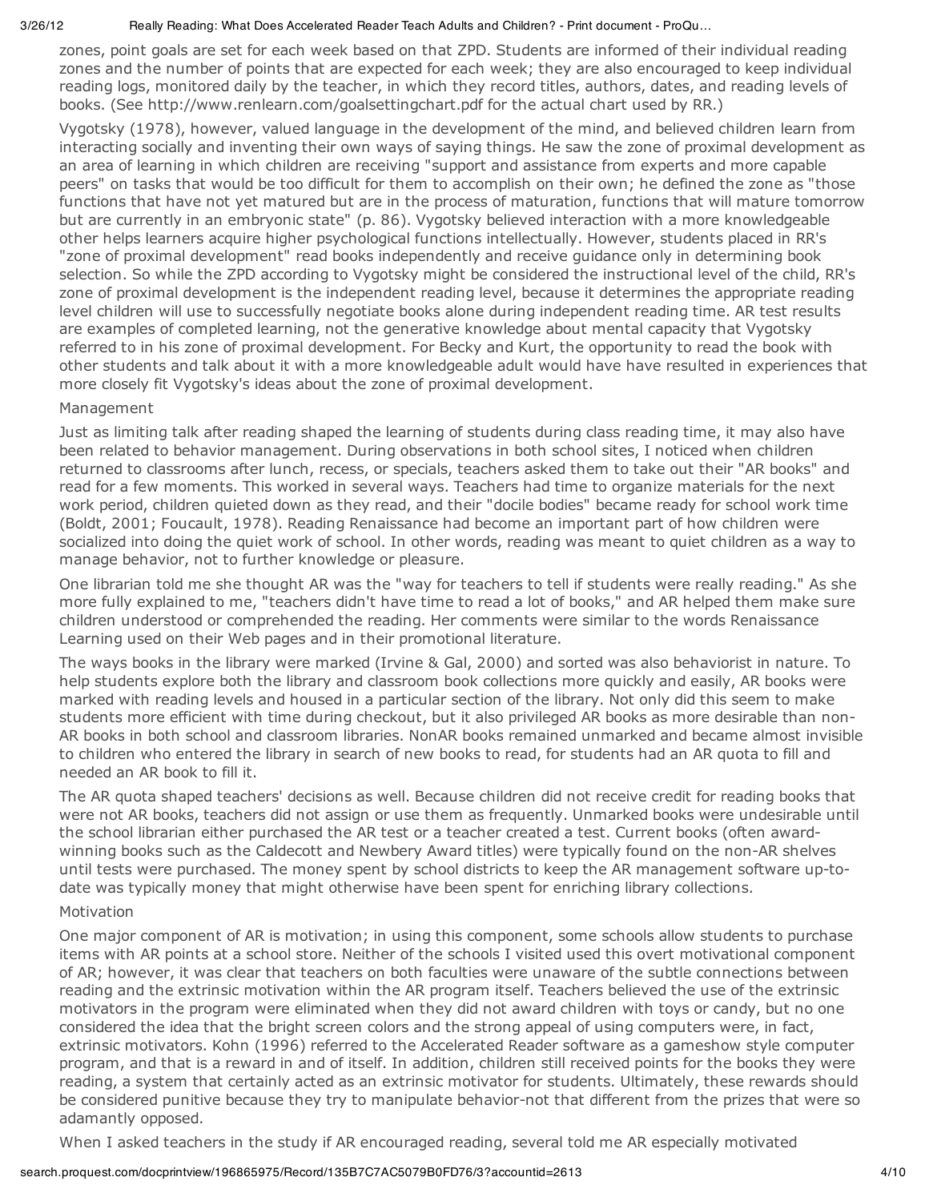zones, point goals are set for each week based on that ZPD. Students are informed of their individual reading zones and the number of points that are expected for each week; they are also encouraged to keep individual reading logs, monitored daily by the teacher, in which they record titles, authors, dates, and reading levels of books. (See http://www.renlearn.com/goalsettingchart.pdf for the actual chart used by RR.)

Vygotsky (1978), however, valued language in the development of the mind, and believed children learn from interacting socially and inventing their own ways of saying things. He saw the zone of proximal development as an area of learning in which children are receiving "support and assistance from experts and more capable peers" on tasks that would be too difficult for them to accomplish on their own; he defined the zone as "those functions that have not yet matured but are in the process of maturation, functions that will mature tomorrow but are currently in an embryonic state" (p. 86). Vygotsky believed interaction with a more knowledgeable other helps learners acquire higher psychological functions intellectually. However, students placed in RR's "zone of proximal development" read books independently and receive guidance only in determining book selection. So while the ZPD according to Vygotsky might be considered the instructional level of the child, RR's zone of proximal development is the independent reading level, because it determines the appropriate reading level children will use to successfully negotiate books alone during independent reading time. AR test results are examples of completed learning, not the generative knowledge about mental capacity that Vygotsky referred to in his zone of proximal development. For Becky and Kurt, the opportunity to read the book with other students and talk about it with a more knowledgeable adult would have have resulted in experiences that more closely fit Vygotsky's ideas about the zone of proximal development.

## Management

Just as limiting talk after reading shaped the learning of students during class reading time, it may also have been related to behavior management. During observations in both school sites, I noticed when children returned to classrooms after lunch, recess, or specials, teachers asked them to take out their "AR books" and read for a few moments. This worked in several ways. Teachers had time to organize materials for the next work period, children quieted down as they read, and their "docile bodies" became ready for school work time (Boldt, 2001; Foucault, 1978). Reading Renaissance had become an important part of how children were socialized into doing the quiet work of school. In other words, reading was meant to quiet children as a way to manage behavior, not to further knowledge or pleasure.

One librarian told me she thought AR was the "way for teachers to tell if students were really reading." As she more fully explained to me, "teachers didn't have time to read a lot of books," and AR helped them make sure children understood or comprehended the reading. Her comments were similar to the words Renaissance Learning used on their Web pages and in their promotional literature.

The ways books in the library were marked (Irvine & Gal, 2000) and sorted was also behaviorist in nature. To help students explore both the library and classroom book collections more quickly and easily, AR books were marked with reading levels and housed in a particular section of the library. Not only did this seem to make students more efficient with time during checkout, but it also privileged AR books as more desirable than non-AR books in both school and classroom libraries. NonAR books remained unmarked and became almost invisible to children who entered the library in search of new books to read, for students had an AR quota to fill and needed an AR book to fill it.

The AR quota shaped teachers' decisions as well. Because children did not receive credit for reading books that were not AR books, teachers did not assign or use them as frequently. Unmarked books were undesirable until the school librarian either purchased the AR test or a teacher created a test. Current books (often award-winning books such as the Caldecott and Newbery Award titles) were typically found on the non-AR shelves until tests were purchased. The money spent by school districts to keep the AR management software up-to-date was typically money that might otherwise have been spent for enriching library collections.

## Motivation

One major component of AR is motivation; in using this component, some schools allow students to purchase items with AR points at a school store. Neither of the schools I visited used this overt motivational component of AR; however, it was clear that teachers on both faculties were unaware of the subtle connections between reading and the extrinsic motivation within the AR program itself. Teachers believed the use of the extrinsic motivators in the program were eliminated when they did not award children with toys or candy, but no one considered the idea that the bright screen colors and the strong appeal of using computers were, in fact, extrinsic motivators. Kohn (1996) referred to the Accelerated Reader software as a gameshow style computer program, and that is a reward in and of itself. In addition, children still received points for the books they were reading, a system that certainly acted as an extrinsic motivator for students. Ultimately, these rewards should be considered punitive because they try to manipulate behavior-not that different from the prizes that were so adamantly opposed.

When I asked teachers in the study if AR encouraged reading, several told me AR especially motivated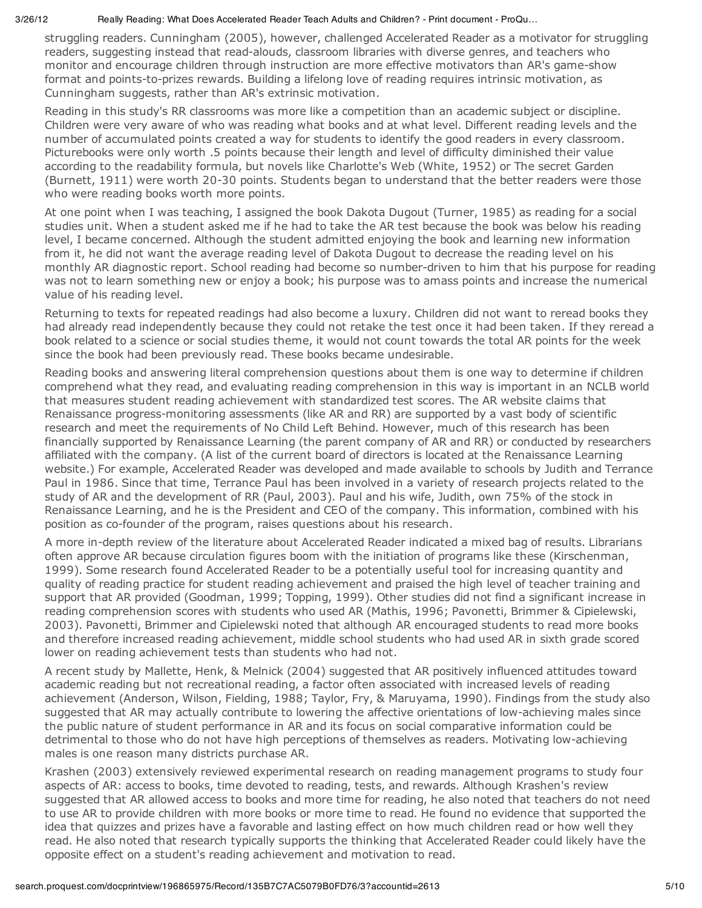struggling readers. Cunningham (2005), however, challenged Accelerated Reader as a motivator for struggling readers, suggesting instead that read-alouds, classroom libraries with diverse genres, and teachers who monitor and encourage children through instruction are more effective motivators than AR's game-show format and points-to-prizes rewards. Building a lifelong love of reading requires intrinsic motivation, as Cunningham suggests, rather than AR's extrinsic motivation.

Reading in this study's RR classrooms was more like a competition than an academic subject or discipline. Children were very aware of who was reading what books and at what level. Different reading levels and the number of accumulated points created a way for students to identify the good readers in every classroom. Picturebooks were only worth .5 points because their length and level of difficulty diminished their value according to the readability formula, but novels like Charlotte's Web (White, 1952) or The secret Garden (Burnett, 1911) were worth 20-30 points. Students began to understand that the better readers were those who were reading books worth more points.

At one point when I was teaching, I assigned the book Dakota Dugout (Turner, 1985) as reading for a social studies unit. When a student asked me if he had to take the AR test because the book was below his reading level, I became concerned. Although the student admitted enjoying the book and learning new information from it, he did not want the average reading level of Dakota Dugout to decrease the reading level on his monthly AR diagnostic report. School reading had become so number-driven to him that his purpose for reading was not to learn something new or enjoy a book; his purpose was to amass points and increase the numerical value of his reading level.

Returning to texts for repeated readings had also become a luxury. Children did not want to reread books they had already read independently because they could not retake the test once it had been taken. If they reread a book related to a science or social studies theme, it would not count towards the total AR points for the week since the book had been previously read. These books became undesirable.

Reading books and answering literal comprehension questions about them is one way to determine if children comprehend what they read, and evaluating reading comprehension in this way is important in an NCLB world that measures student reading achievement with standardized test scores. The AR website claims that Renaissance progress-monitoring assessments (like AR and RR) are supported by a vast body of scientific research and meet the requirements of No Child Left Behind. However, much of this research has been financially supported by Renaissance Learning (the parent company of AR and RR) or conducted by researchers affiliated with the company. (A list of the current board of directors is located at the Renaissance Learning website.) For example, Accelerated Reader was developed and made available to schools by Judith and Terrance Paul in 1986. Since that time, Terrance Paul has been involved in a variety of research projects related to the study of AR and the development of RR (Paul, 2003). Paul and his wife, Judith, own 75% of the stock in Renaissance Learning, and he is the President and CEO of the company. This information, combined with his position as co-founder of the program, raises questions about his research.

A more in-depth review of the literature about Accelerated Reader indicated a mixed bag of results. Librarians often approve AR because circulation figures boom with the initiation of programs like these (Kirschenman, 1999). Some research found Accelerated Reader to be a potentially useful tool for increasing quantity and quality of reading practice for student reading achievement and praised the high level of teacher training and support that AR provided (Goodman, 1999; Topping, 1999). Other studies did not find a significant increase in reading comprehension scores with students who used AR (Mathis, 1996; Pavonetti, Brimmer & Cipielewski, 2003). Pavonetti, Brimmer and Cipielewski noted that although AR encouraged students to read more books and therefore increased reading achievement, middle school students who had used AR in sixth grade scored lower on reading achievement tests than students who had not.

A recent study by Mallette, Henk, & Melnick (2004) suggested that AR positively influenced attitudes toward academic reading but not recreational reading, a factor often associated with increased levels of reading achievement (Anderson, Wilson, Fielding, 1988; Taylor, Fry, & Maruyama, 1990). Findings from the study also suggested that AR may actually contribute to lowering the affective orientations of low-achieving males since the public nature of student performance in AR and its focus on social comparative information could be detrimental to those who do not have high perceptions of themselves as readers. Motivating low-achieving males is one reason many districts purchase AR.

Krashen (2003) extensively reviewed experimental research on reading management programs to study four aspects of AR: access to books, time devoted to reading, tests, and rewards. Although Krashen's review suggested that AR allowed access to books and more time for reading, he also noted that teachers do not need to use AR to provide children with more books or more time to read. He found no evidence that supported the idea that quizzes and prizes have a favorable and lasting effect on how much children read or how well they read. He also noted that research typically supports the thinking that Accelerated Reader could likely have the opposite effect on a student's reading achievement and motivation to read.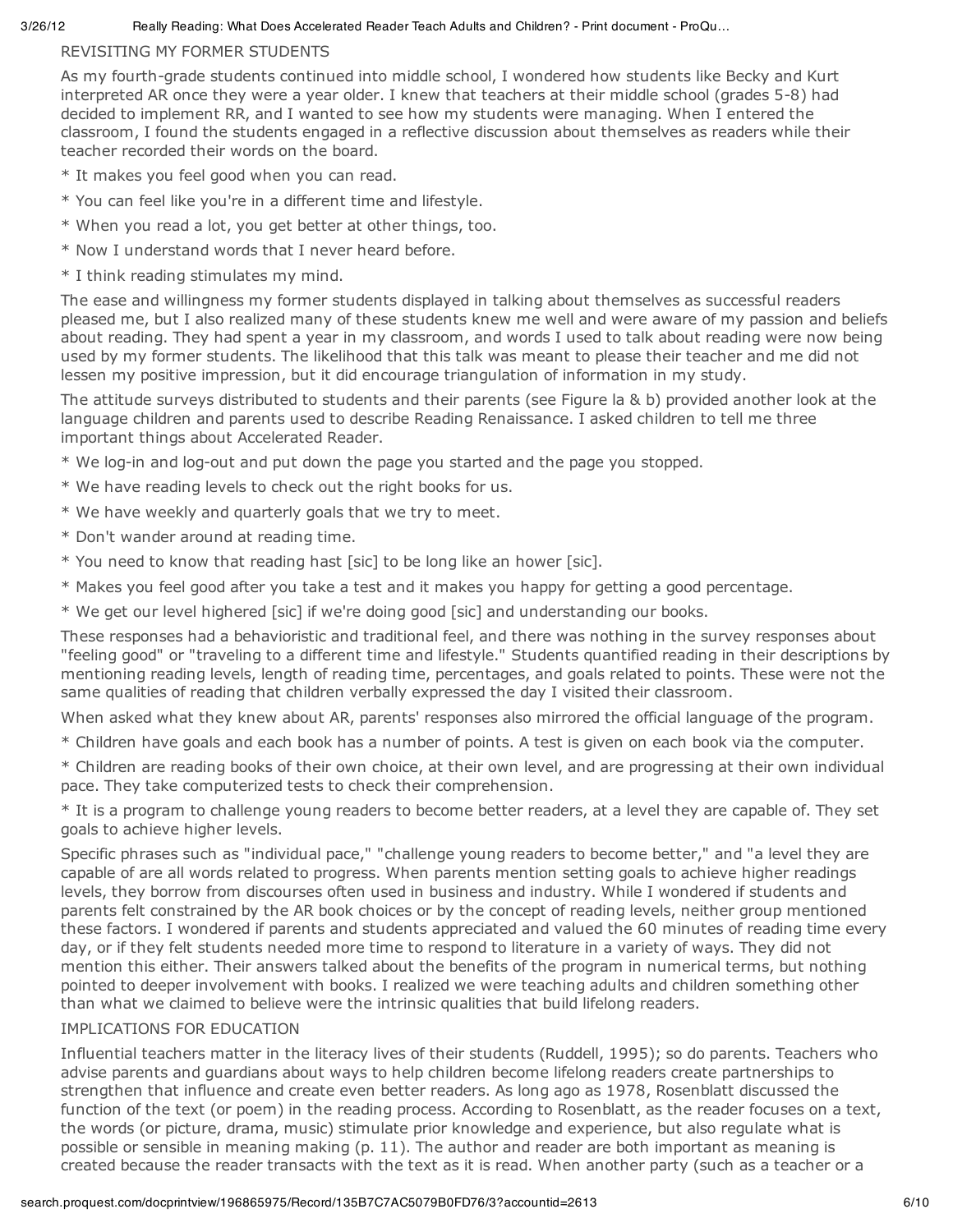REVISITING MY FORMER STUDENTS

As my fourth-grade students continued into middle school, I wondered how students like Becky and Kurt interpreted AR once they were a year older. I knew that teachers at their middle school (grades 5-8) had decided to implement RR, and I wanted to see how my students were managing. When I entered the classroom, I found the students engaged in a reflective discussion about themselves as readers while their teacher recorded their words on the board.

* It makes you feel good when you can read.

* You can feel like you're in a different time and lifestyle.

* When you read a lot, you get better at other things, too.

* Now I understand words that I never heard before.

* I think reading stimulates my mind.

The ease and willingness my former students displayed in talking about themselves as successful readers pleased me, but I also realized many of these students knew me well and were aware of my passion and beliefs about reading. They had spent a year in my classroom, and words I used to talk about reading were now being used by my former students. The likelihood that this talk was meant to please their teacher and me did not lessen my positive impression, but it did encourage triangulation of information in my study.

The attitude surveys distributed to students and their parents (see Figure la & b) provided another look at the language children and parents used to describe Reading Renaissance. I asked children to tell me three important things about Accelerated Reader.

* We log-in and log-out and put down the page you started and the page you stopped.

* We have reading levels to check out the right books for us.

* We have weekly and quarterly goals that we try to meet.

* Don't wander around at reading time.

* You need to know that reading hast [sic] to be long like an hower [sic].

* Makes you feel good after you take a test and it makes you happy for getting a good percentage.

* We get our level highered [sic] if we're doing good [sic] and understanding our books.

These responses had a behavioristic and traditional feel, and there was nothing in the survey responses about "feeling good" or "traveling to a different time and lifestyle." Students quantified reading in their descriptions by mentioning reading levels, length of reading time, percentages, and goals related to points. These were not the same qualities of reading that children verbally expressed the day I visited their classroom.

When asked what they knew about AR, parents' responses also mirrored the official language of the program.

* Children have goals and each book has a number of points. A test is given on each book via the computer.

* Children are reading books of their own choice, at their own level, and are progressing at their own individual pace. They take computerized tests to check their comprehension.

* It is a program to challenge young readers to become better readers, at a level they are capable of. They set goals to achieve higher levels.

Specific phrases such as "individual pace," "challenge young readers to become better," and "a level they are capable of are all words related to progress. When parents mention setting goals to achieve higher readings levels, they borrow from discourses often used in business and industry. While I wondered if students and parents felt constrained by the AR book choices or by the concept of reading levels, neither group mentioned these factors. I wondered if parents and students appreciated and valued the 60 minutes of reading time every day, or if they felt students needed more time to respond to literature in a variety of ways. They did not mention this either. Their answers talked about the benefits of the program in numerical terms, but nothing pointed to deeper involvement with books. I realized we were teaching adults and children something other than what we claimed to believe were the intrinsic qualities that build lifelong readers.

IMPLICATIONS FOR EDUCATION

Influential teachers matter in the literacy lives of their students (Ruddell, 1995); so do parents. Teachers who advise parents and guardians about ways to help children become lifelong readers create partnerships to strengthen that influence and create even better readers. As long ago as 1978, Rosenblatt discussed the function of the text (or poem) in the reading process. According to Rosenblatt, as the reader focuses on a text, the words (or picture, drama, music) stimulate prior knowledge and experience, but also regulate what is possible or sensible in meaning making (p. 11). The author and reader are both important as meaning is created because the reader transacts with the text as it is read. When another party (such as a teacher or a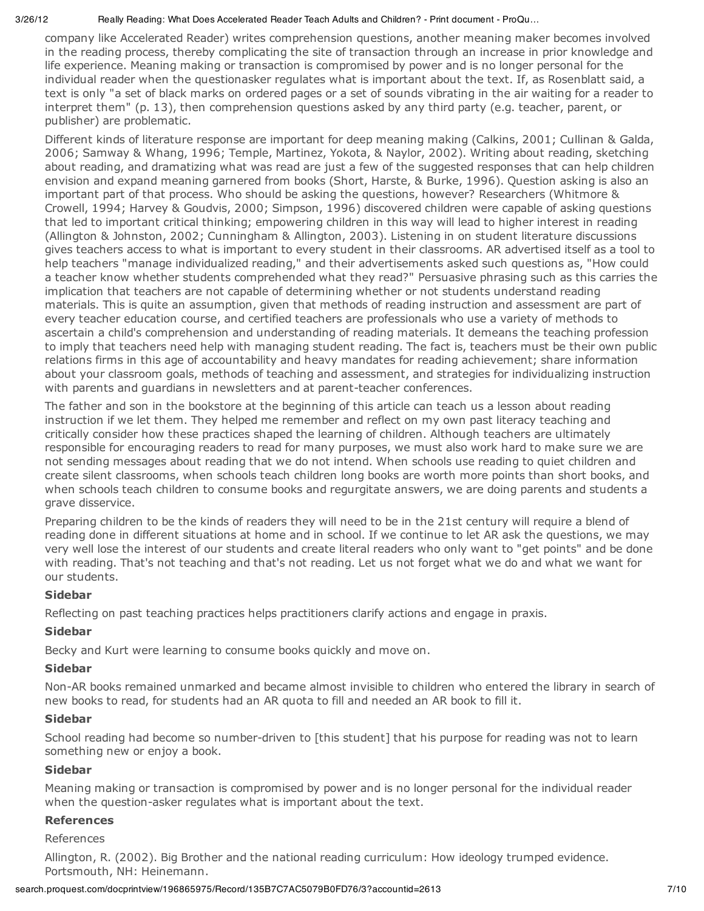company like Accelerated Reader) writes comprehension questions, another meaning maker becomes involved in the reading process, thereby complicating the site of transaction through an increase in prior knowledge and life experience. Meaning making or transaction is compromised by power and is no longer personal for the individual reader when the questionasker regulates what is important about the text. If, as Rosenblatt said, a text is only "a set of black marks on ordered pages or a set of sounds vibrating in the air waiting for a reader to interpret them" (p. 13), then comprehension questions asked by any third party (e.g. teacher, parent, or publisher) are problematic.

Different kinds of literature response are important for deep meaning making (Calkins, 2001; Cullinan & Galda, 2006; Samway & Whang, 1996; Temple, Martinez, Yokota, & Naylor, 2002). Writing about reading, sketching about reading, and dramatizing what was read are just a few of the suggested responses that can help children envision and expand meaning garnered from books (Short, Harste, & Burke, 1996). Question asking is also an important part of that process. Who should be asking the questions, however? Researchers (Whitmore & Crowell, 1994; Harvey & Goudvis, 2000; Simpson, 1996) discovered children were capable of asking questions that led to important critical thinking; empowering children in this way will lead to higher interest in reading (Allington & Johnston, 2002; Cunningham & Allington, 2003). Listening in on student literature discussions gives teachers access to what is important to every student in their classrooms. AR advertised itself as a tool to help teachers "manage individualized reading," and their advertisements asked such questions as, "How could a teacher know whether students comprehended what they read?" Persuasive phrasing such as this carries the implication that teachers are not capable of determining whether or not students understand reading materials. This is quite an assumption, given that methods of reading instruction and assessment are part of every teacher education course, and certified teachers are professionals who use a variety of methods to ascertain a child's comprehension and understanding of reading materials. It demeans the teaching profession to imply that teachers need help with managing student reading. The fact is, teachers must be their own public relations firms in this age of accountability and heavy mandates for reading achievement; share information about your classroom goals, methods of teaching and assessment, and strategies for individualizing instruction with parents and guardians in newsletters and at parent-teacher conferences.

The father and son in the bookstore at the beginning of this article can teach us a lesson about reading instruction if we let them. They helped me remember and reflect on my own past literacy teaching and critically consider how these practices shaped the learning of children. Although teachers are ultimately responsible for encouraging readers to read for many purposes, we must also work hard to make sure we are not sending messages about reading that we do not intend. When schools use reading to quiet children and create silent classrooms, when schools teach children long books are worth more points than short books, and when schools teach children to consume books and regurgitate answers, we are doing parents and students a grave disservice.

Preparing children to be the kinds of readers they will need to be in the 21st century will require a blend of reading done in different situations at home and in school. If we continue to let AR ask the questions, we may very well lose the interest of our students and create literal readers who only want to "get points" and be done with reading. That's not teaching and that's not reading. Let us not forget what we do and what we want for our students.

**Sidebar**

Reflecting on past teaching practices helps practitioners clarify actions and engage in praxis.

**Sidebar**

Becky and Kurt were learning to consume books quickly and move on.

**Sidebar**

Non-AR books remained unmarked and became almost invisible to children who entered the library in search of new books to read, for students had an AR quota to fill and needed an AR book to fill it.

**Sidebar**

School reading had become so number-driven to [this student] that his purpose for reading was not to learn something new or enjoy a book.

**Sidebar**

Meaning making or transaction is compromised by power and is no longer personal for the individual reader when the question-asker regulates what is important about the text.

**References**

References

Allington, R. (2002). Big Brother and the national reading curriculum: How ideology trumped evidence. Portsmouth, NH: Heinemann.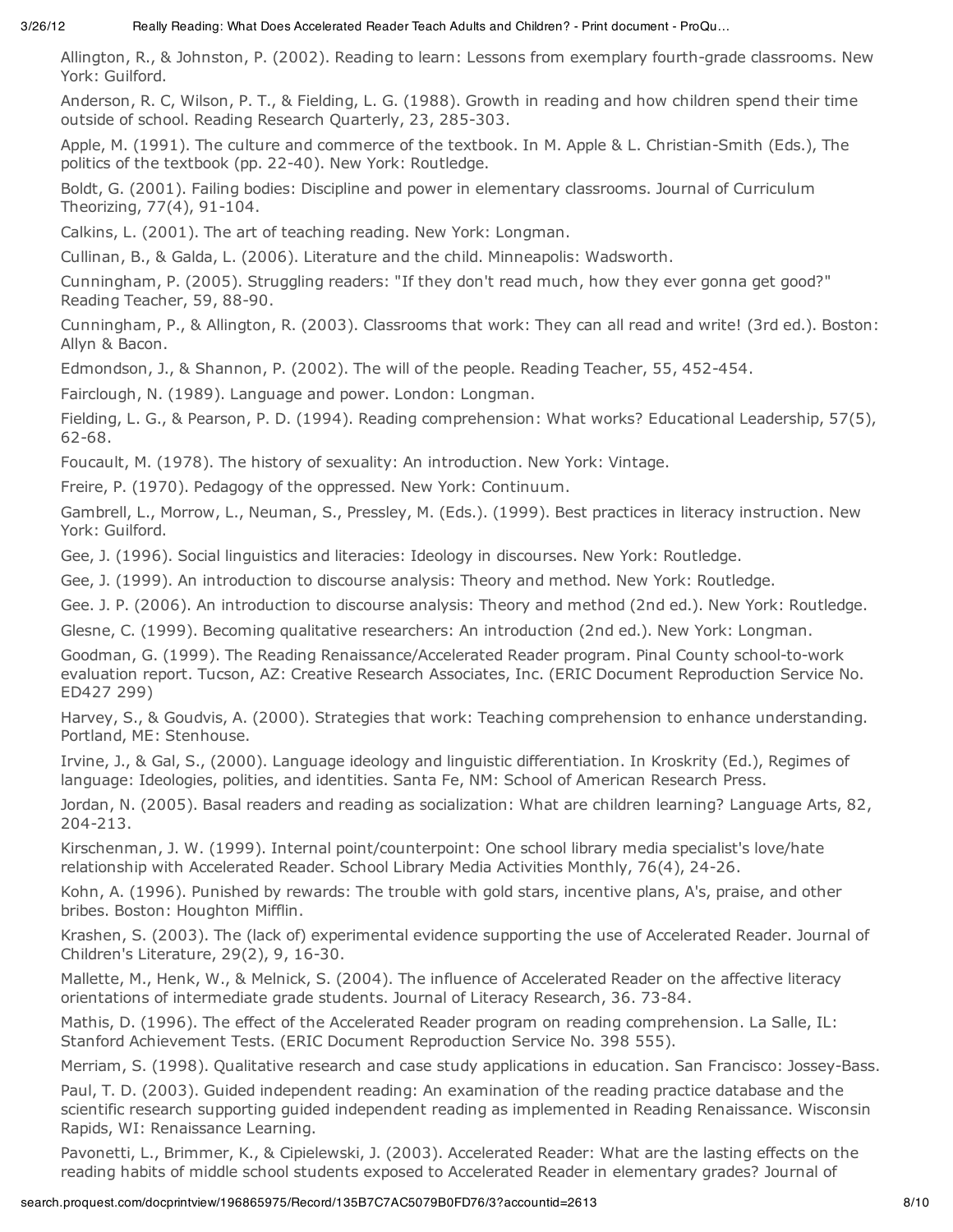Allington, R., & Johnston, P. (2002). Reading to learn: Lessons from exemplary fourth-grade classrooms. New York: Guilford.

Anderson, R. C, Wilson, P. T., & Fielding, L. G. (1988). Growth in reading and how children spend their time outside of school. Reading Research Quarterly, 23, 285-303.

Apple, M. (1991). The culture and commerce of the textbook. In M. Apple & L. Christian-Smith (Eds.), The politics of the textbook (pp. 22-40). New York: Routledge.

Boldt, G. (2001). Failing bodies: Discipline and power in elementary classrooms. Journal of Curriculum Theorizing, 77(4), 91-104.

Calkins, L. (2001). The art of teaching reading. New York: Longman.

Cullinan, B., & Galda, L. (2006). Literature and the child. Minneapolis: Wadsworth.

Cunningham, P. (2005). Struggling readers: "If they don't read much, how they ever gonna get good?" Reading Teacher, 59, 88-90.

Cunningham, P., & Allington, R. (2003). Classrooms that work: They can all read and write! (3rd ed.). Boston: Allyn & Bacon.

Edmondson, J., & Shannon, P. (2002). The will of the people. Reading Teacher, 55, 452-454.

Fairclough, N. (1989). Language and power. London: Longman.

Fielding, L. G., & Pearson, P. D. (1994). Reading comprehension: What works? Educational Leadership, 57(5), 62-68.

Foucault, M. (1978). The history of sexuality: An introduction. New York: Vintage.

Freire, P. (1970). Pedagogy of the oppressed. New York: Continuum.

Gambrell, L., Morrow, L., Neuman, S., Pressley, M. (Eds.). (1999). Best practices in literacy instruction. New York: Guilford.

Gee, J. (1996). Social linguistics and literacies: Ideology in discourses. New York: Routledge.

Gee, J. (1999). An introduction to discourse analysis: Theory and method. New York: Routledge.

Gee. J. P. (2006). An introduction to discourse analysis: Theory and method (2nd ed.). New York: Routledge.

Glesne, C. (1999). Becoming qualitative researchers: An introduction (2nd ed.). New York: Longman.

Goodman, G. (1999). The Reading Renaissance/Accelerated Reader program. Pinal County school-to-work evaluation report. Tucson, AZ: Creative Research Associates, Inc. (ERIC Document Reproduction Service No. ED427 299)

Harvey, S., & Goudvis, A. (2000). Strategies that work: Teaching comprehension to enhance understanding. Portland, ME: Stenhouse.

Irvine, J., & Gal, S., (2000). Language ideology and linguistic differentiation. In Kroskrity (Ed.), Regimes of language: Ideologies, polities, and identities. Santa Fe, NM: School of American Research Press.

Jordan, N. (2005). Basal readers and reading as socialization: What are children learning? Language Arts, 82, 204-213.

Kirschenman, J. W. (1999). Internal point/counterpoint: One school library media specialist's love/hate relationship with Accelerated Reader. School Library Media Activities Monthly, 76(4), 24-26.

Kohn, A. (1996). Punished by rewards: The trouble with gold stars, incentive plans, A's, praise, and other bribes. Boston: Houghton Mifflin.

Krashen, S. (2003). The (lack of) experimental evidence supporting the use of Accelerated Reader. Journal of Children's Literature, 29(2), 9, 16-30.

Mallette, M., Henk, W., & Melnick, S. (2004). The influence of Accelerated Reader on the affective literacy orientations of intermediate grade students. Journal of Literacy Research, 36. 73-84.

Mathis, D. (1996). The effect of the Accelerated Reader program on reading comprehension. La Salle, IL: Stanford Achievement Tests. (ERIC Document Reproduction Service No. 398 555).

Merriam, S. (1998). Qualitative research and case study applications in education. San Francisco: Jossey-Bass.

Paul, T. D. (2003). Guided independent reading: An examination of the reading practice database and the scientific research supporting guided independent reading as implemented in Reading Renaissance. Wisconsin Rapids, WI: Renaissance Learning.

Pavonetti, L., Brimmer, K., & Cipielewski, J. (2003). Accelerated Reader: What are the lasting effects on the reading habits of middle school students exposed to Accelerated Reader in elementary grades? Journal of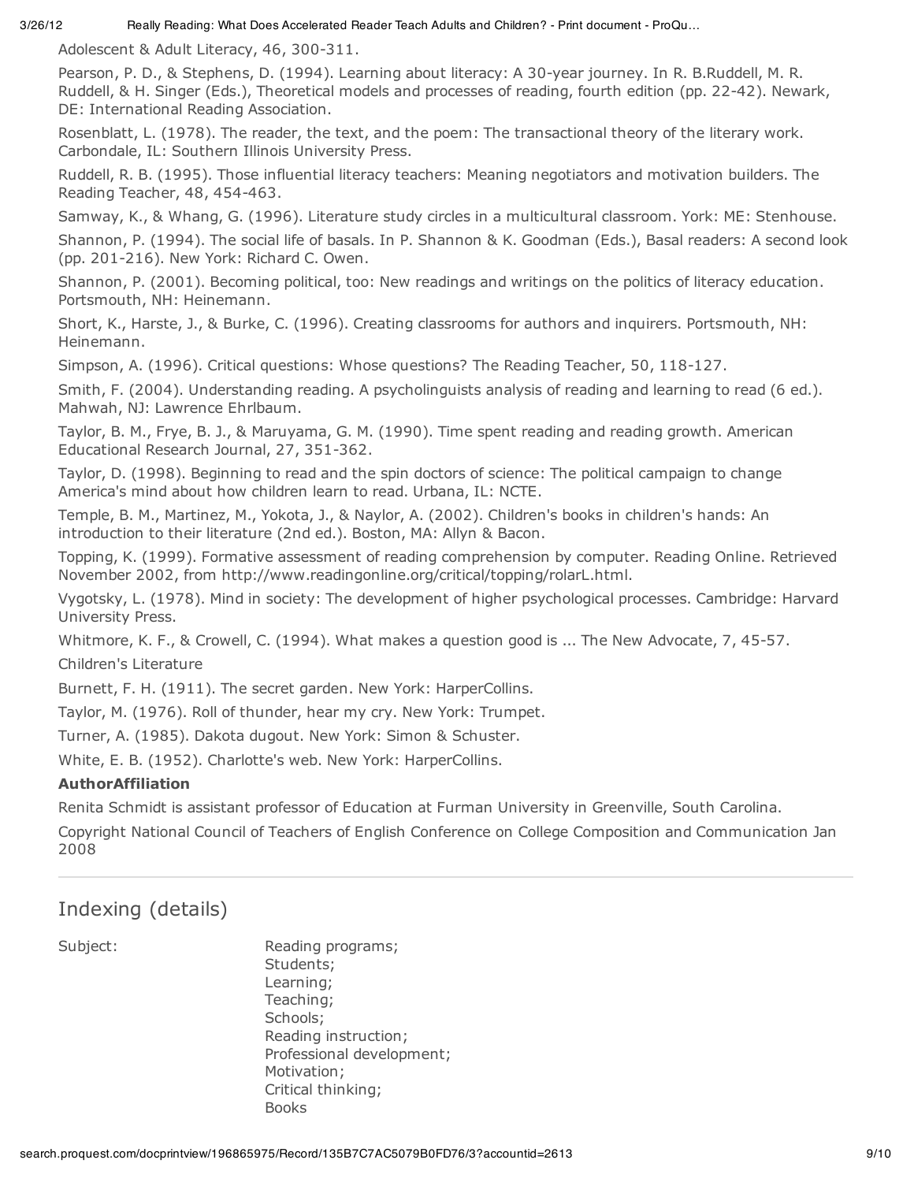Adolescent & Adult Literacy, 46, 300-311.

Pearson, P. D., & Stephens, D. (1994). Learning about literacy: A 30-year journey. In R. B.Ruddell, M. R. Ruddell, & H. Singer (Eds.), Theoretical models and processes of reading, fourth edition (pp. 22-42). Newark, DE: International Reading Association.

Rosenblatt, L. (1978). The reader, the text, and the poem: The transactional theory of the literary work. Carbondale, IL: Southern Illinois University Press.

Ruddell, R. B. (1995). Those influential literacy teachers: Meaning negotiators and motivation builders. The Reading Teacher, 48, 454-463.

Samway, K., & Whang, G. (1996). Literature study circles in a multicultural classroom. York: ME: Stenhouse.

Shannon, P. (1994). The social life of basals. In P. Shannon & K. Goodman (Eds.), Basal readers: A second look (pp. 201-216). New York: Richard C. Owen.

Shannon, P. (2001). Becoming political, too: New readings and writings on the politics of literacy education. Portsmouth, NH: Heinemann.

Short, K., Harste, J., & Burke, C. (1996). Creating classrooms for authors and inquirers. Portsmouth, NH: Heinemann.

Simpson, A. (1996). Critical questions: Whose questions? The Reading Teacher, 50, 118-127.

Smith, F. (2004). Understanding reading. A psycholinguists analysis of reading and learning to read (6 ed.). Mahwah, NJ: Lawrence Ehrlbaum.

Taylor, B. M., Frye, B. J., & Maruyama, G. M. (1990). Time spent reading and reading growth. American Educational Research Journal, 27, 351-362.

Taylor, D. (1998). Beginning to read and the spin doctors of science: The political campaign to change America's mind about how children learn to read. Urbana, IL: NCTE.

Temple, B. M., Martinez, M., Yokota, J., & Naylor, A. (2002). Children's books in children's hands: An introduction to their literature (2nd ed.). Boston, MA: Allyn & Bacon.

Topping, K. (1999). Formative assessment of reading comprehension by computer. Reading Online. Retrieved November 2002, from http://www.readingonline.org/critical/topping/rolarL.html.

Vygotsky, L. (1978). Mind in society: The development of higher psychological processes. Cambridge: Harvard University Press.

Whitmore, K. F., & Crowell, C. (1994). What makes a question good is ... The New Advocate, 7, 45-57.

Children's Literature

Burnett, F. H. (1911). The secret garden. New York: HarperCollins.

Taylor, M. (1976). Roll of thunder, hear my cry. New York: Trumpet.

Turner, A. (1985). Dakota dugout. New York: Simon & Schuster.

White, E. B. (1952). Charlotte's web. New York: HarperCollins.

**AuthorAffiliation**

Renita Schmidt is assistant professor of Education at Furman University in Greenville, South Carolina.

Copyright National Council of Teachers of English Conference on College Composition and Communication Jan 2008

---

## Indexing (details)

Subject: Reading programs; Students; Learning; Teaching; Schools; Reading instruction; Professional development; Motivation; Critical thinking; Books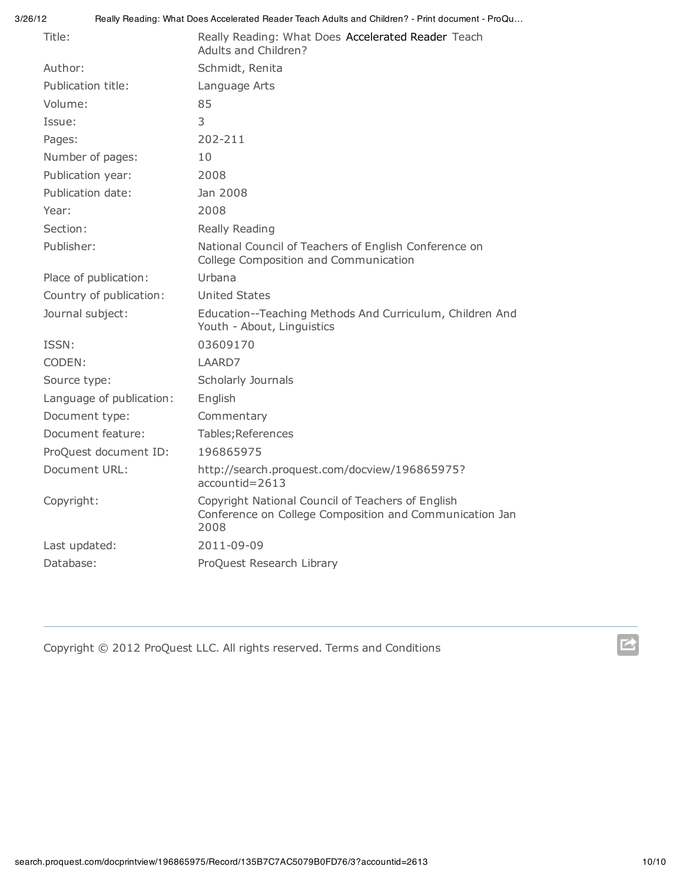| | |
| --- | --- |
| Title: | Really Reading: What Does Accelerated Reader Teach Adults and Children? |
| Author: | Schmidt, Renita |
| Publication title: | Language Arts |
| Volume: | 85 |
| Issue: | 3 |
| Pages: | 202-211 |
| Number of pages: | 10 |
| Publication year: | 2008 |
| Publication date: | Jan 2008 |
| Year: | 2008 |
| Section: | Really Reading |
| Publisher: | National Council of Teachers of English Conference on College Composition and Communication |
| Place of publication: | Urbana |
| Country of publication: | United States |
| Journal subject: | Education--Teaching Methods And Curriculum, Children And Youth - About, Linguistics |
| ISSN: | 03609170 |
| CODEN: | LAARD7 |
| Source type: | Scholarly Journals |
| Language of publication: | English |
| Document type: | Commentary |
| Document feature: | Tables;References |
| ProQuest document ID: | 196865975 |
| Document URL: | http://search.proquest.com/docview/196865975?accountid=2613 |
| Copyright: | Copyright National Council of Teachers of English Conference on College Composition and Communication Jan 2008 |
| Last updated: | 2011-09-09 |
| Database: | ProQuest Research Library |

Copyright © 2012 ProQuest LLC. All rights reserved. Terms and Conditions